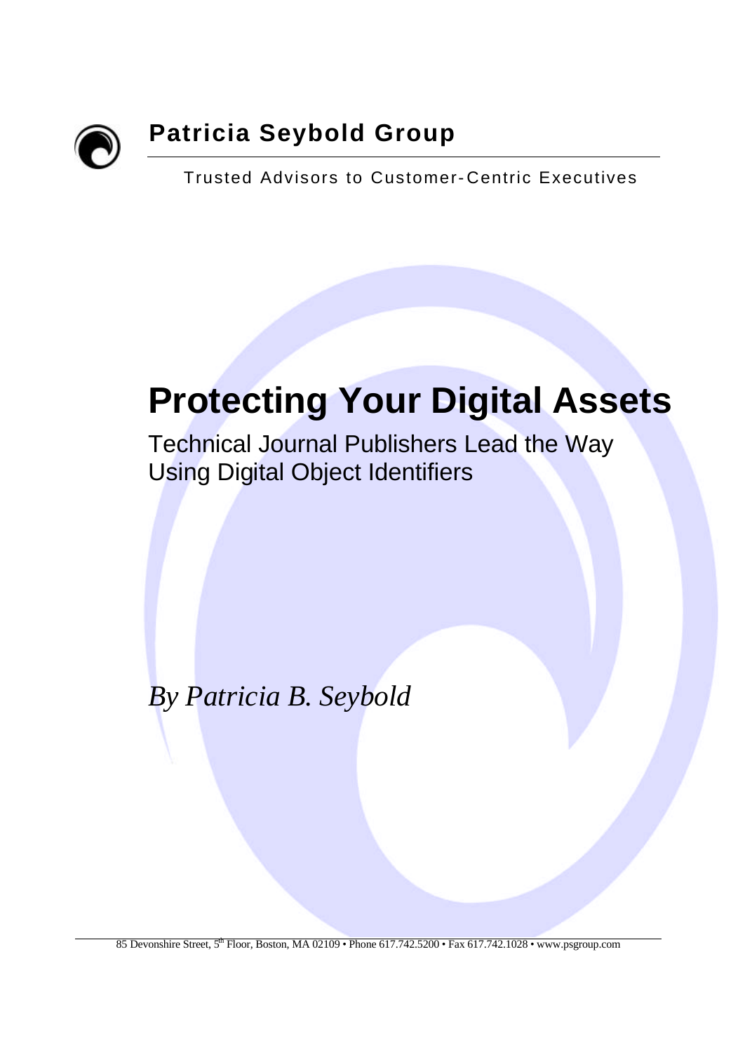**Patricia Seybold Group**

Trusted Advisors to Customer-Centric Executives

# Protecting Your Digital Assets

## Technical Journal Publishers Lead the Way Using Digital Object Identifiers

*By Patricia B. Seybold*

85 Devonshire Street, 5th Floor, Boston, MA 02109 • Phone 617.742.5200 • Fax 617.742.1028 • www.psgroup.com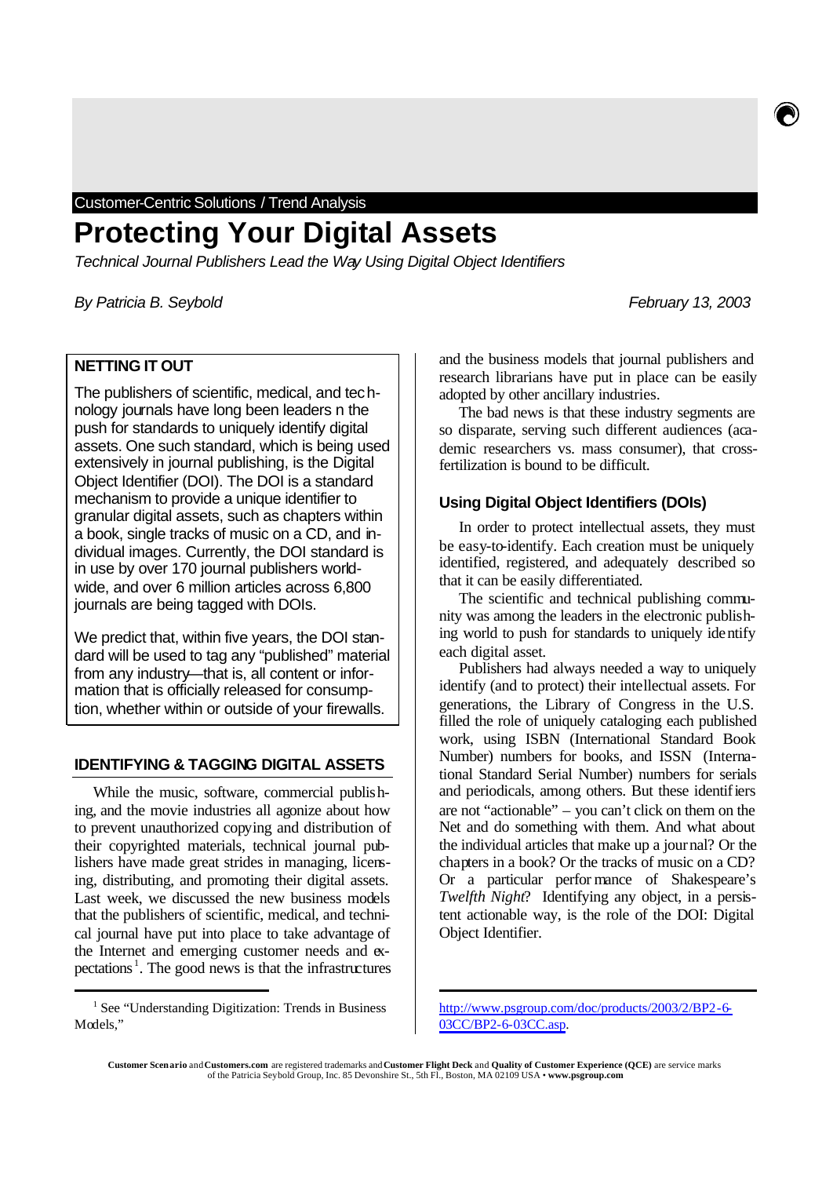Customer-Centric Solutions / Trend Analysis

# Protecting Your Digital Assets

*Technical Journal Publishers Lead the Way Using Digital Object Identifiers*

*By Patricia B. Seybold*

*February 13, 2003*

## NETTING IT OUT

The publishers of scientific, medical, and technology journals have long been leaders n the push for standards to uniquely identify digital assets. One such standard, which is being used extensively in journal publishing, is the Digital Object Identifier (DOI). The DOI is a standard mechanism to provide a unique identifier to granular digital assets, such as chapters within a book, single tracks of music on a CD, and individual images. Currently, the DOI standard is in use by over 170 journal publishers worldwide, and over 6 million articles across 6,800 journals are being tagged with DOIs.

We predict that, within five years, the DOI standard will be used to tag any "published" material from any industry—that is, all content or information that is officially released for consumption, whether within or outside of your firewalls.

## IDENTIFYING & TAGGING DIGITAL ASSETS

While the music, software, commercial publishing, and the movie industries all agonize about how to prevent unauthorized copying and distribution of their copyrighted materials, technical journal publishers have made great strides in managing, licensing, distributing, and promoting their digital assets. Last week, we discussed the new business models that the publishers of scientific, medical, and technical journal have put into place to take advantage of the Internet and emerging customer needs and expectations[1]. The good news is that the infrastructures and the business models that journal publishers and research librarians have put in place can be easily adopted by other ancillary industries.

The bad news is that these industry segments are so disparate, serving such different audiences (academic researchers vs. mass consumer), that cross-fertilization is bound to be difficult.

### Using Digital Object Identifiers (DOIs)

In order to protect intellectual assets, they must be easy-to-identify. Each creation must be uniquely identified, registered, and adequately described so that it can be easily differentiated.

The scientific and technical publishing community was among the leaders in the electronic publishing world to push for standards to uniquely identify each digital asset.

Publishers had always needed a way to uniquely identify (and to protect) their intellectual assets. For generations, the Library of Congress in the U.S. filled the role of uniquely cataloging each published work, using ISBN (International Standard Book Number) numbers for books, and ISSN (International Standard Serial Number) numbers for serials and periodicals, among others. But these identifiers are not "actionable" – you can't click on them on the Net and do something with them. And what about the individual articles that make up a journal? Or the chapters in a book? Or the tracks of music on a CD? Or a particular performance of Shakespeare's *Twelfth Night*? Identifying any object, in a persistent actionable way, is the role of the DOI: Digital Object Identifier.

[1] See "Understanding Digitization: Trends in Business Models," http://www.psgroup.com/doc/products/2003/2/BP2-6-03CC/BP2-6-03CC.asp.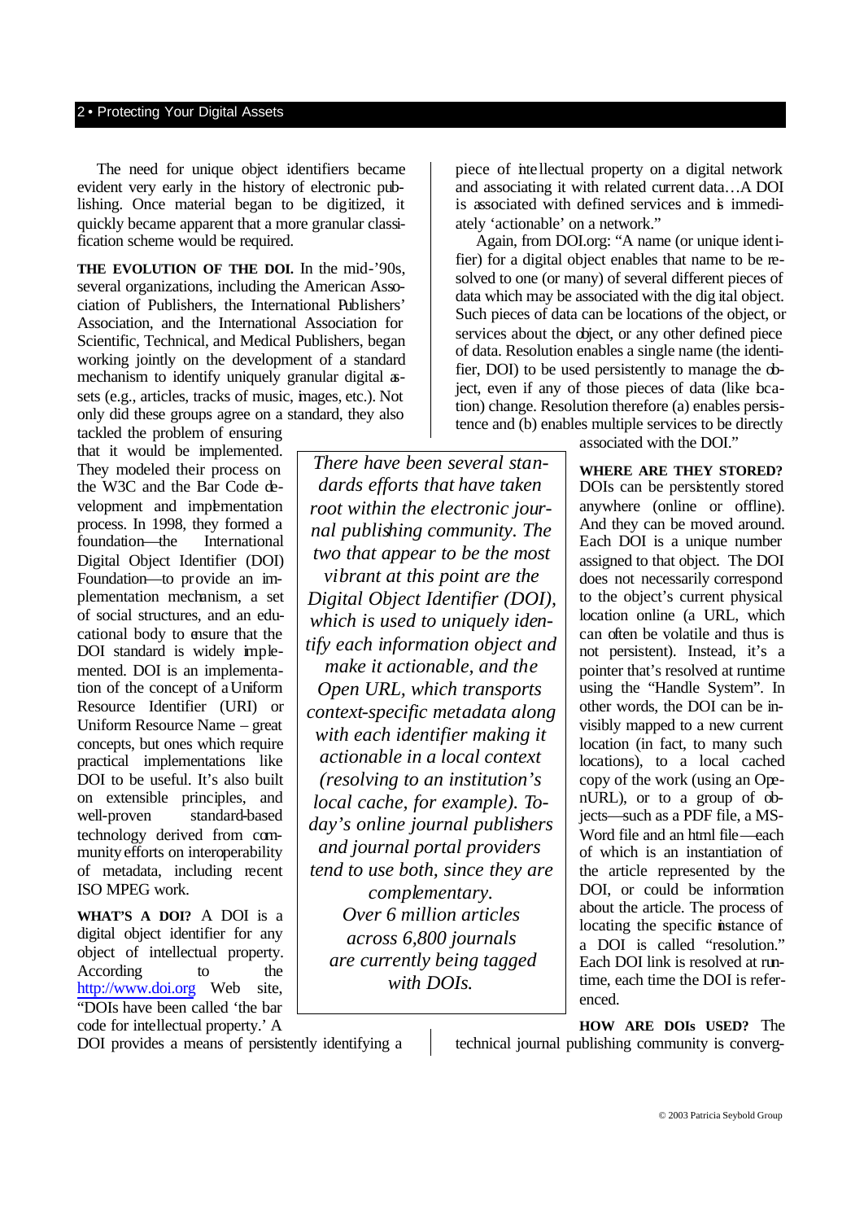The need for unique object identifiers became evident very early in the history of electronic publishing. Once material began to be digitized, it quickly became apparent that a more granular classification scheme would be required.

**THE EVOLUTION OF THE DOI.** In the mid-'90s, several organizations, including the American Association of Publishers, the International Publishers' Association, and the International Association for Scientific, Technical, and Medical Publishers, began working jointly on the development of a standard mechanism to identify uniquely granular digital assets (e.g., articles, tracks of music, images, etc.). Not only did these groups agree on a standard, they also tackled the problem of ensuring that it would be implemented. They modeled their process on the W3C and the Bar Code development and implementation process. In 1998, they formed a foundation—the International Digital Object Identifier (DOI) Foundation—to provide an implementation mechanism, a set of social structures, and an educational body to ensure that the DOI standard is widely implemented. DOI is an implementation of the concept of a Uniform Resource Identifier (URI) or Uniform Resource Name – great concepts, but ones which require practical implementations like DOI to be useful. It's also built on extensible principles, and well-proven standard-based technology derived from community efforts on interoperability of metadata, including recent ISO MPEG work.

*There have been several standards efforts that have taken root within the electronic journal publishing community. The two that appear to be the most vibrant at this point are the Digital Object Identifier (DOI), which is used to uniquely identify each information object and make it actionable, and the Open URL, which transports context-specific metadata along with each identifier making it actionable in a local context (resolving to an institution's local cache, for example). Today's online journal publishers and journal portal providers tend to use both, since they are complementary.*
*Over 6 million articles across 6,800 journals are currently being tagged with DOIs.*

**WHAT'S A DOI?** A DOI is a digital object identifier for any object of intellectual property. According to the http://www.doi.org Web site, "DOIs have been called 'the bar code for intellectual property.' A DOI provides a means of persistently identifying a piece of intellectual property on a digital network and associating it with related current data…A DOI is associated with defined services and is immediately 'actionable' on a network."

Again, from DOI.org: "A name (or unique identifier) for a digital object enables that name to be resolved to one (or many) of several different pieces of data which may be associated with the digital object. Such pieces of data can be locations of the object, or services about the object, or any other defined piece of data. Resolution enables a single name (the identifier, DOI) to be used persistently to manage the object, even if any of those pieces of data (like location) change. Resolution therefore (a) enables persistence and (b) enables multiple services to be directly associated with the DOI."

**WHERE ARE THEY STORED?** DOIs can be persistently stored anywhere (online or offline). And they can be moved around. Each DOI is a unique number assigned to that object. The DOI does not necessarily correspond to the object's current physical location online (a URL, which can often be volatile and thus is not persistent). Instead, it's a pointer that's resolved at runtime using the "Handle System". In other words, the DOI can be invisibly mapped to a new current location (in fact, to many such locations), to a local cached copy of the work (using an OpenURL), or to a group of objects—such as a PDF file, a MS-Word file and an html file—each of which is an instantiation of the article represented by the DOI, or could be information about the article. The process of locating the specific instance of a DOI is called "resolution." Each DOI link is resolved at runtime, each time the DOI is referenced.

**HOW ARE DOIs USED?** The technical journal publishing community is converg-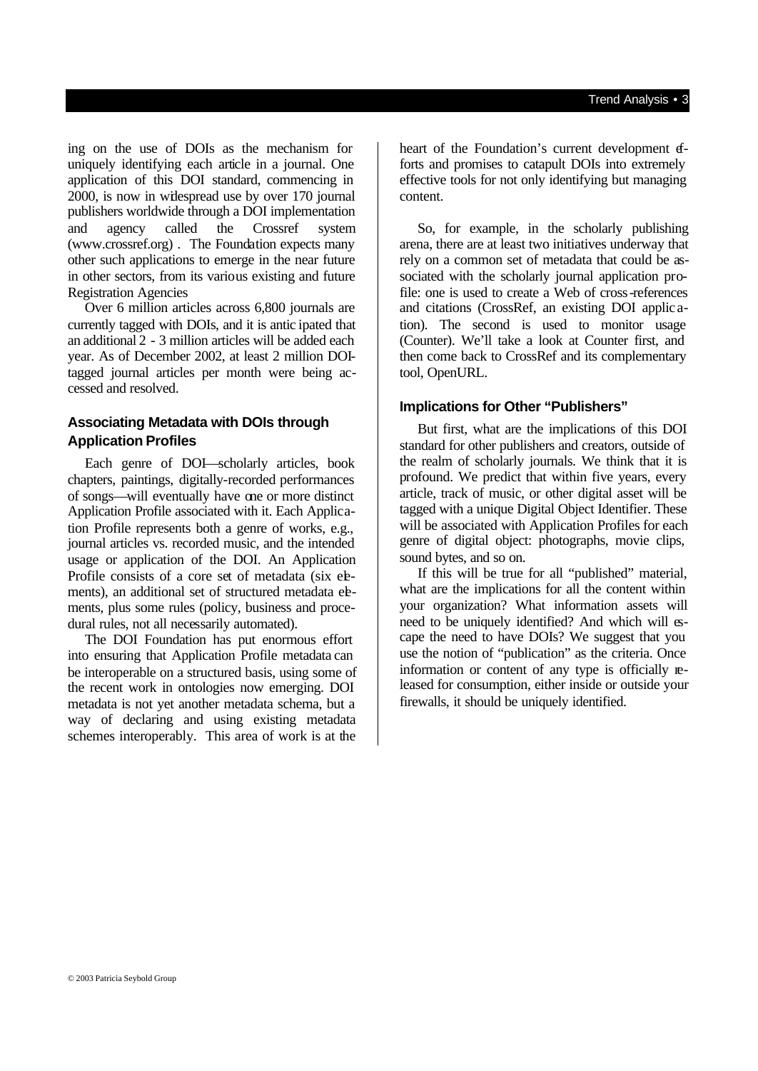ing on the use of DOIs as the mechanism for uniquely identifying each article in a journal. One application of this DOI standard, commencing in 2000, is now in widespread use by over 170 journal publishers worldwide through a DOI implementation and agency called the Crossref system (www.crossref.org) . The Foundation expects many other such applications to emerge in the near future in other sectors, from its various existing and future Registration Agencies

Over 6 million articles across 6,800 journals are currently tagged with DOIs, and it is anticipated that an additional 2 - 3 million articles will be added each year. As of December 2002, at least 2 million DOI-tagged journal articles per month were being accessed and resolved.

### Associating Metadata with DOIs through Application Profiles

Each genre of DOI—scholarly articles, book chapters, paintings, digitally-recorded performances of songs—will eventually have one or more distinct Application Profile associated with it. Each Application Profile represents both a genre of works, e.g., journal articles vs. recorded music, and the intended usage or application of the DOI. An Application Profile consists of a core set of metadata (six elements), an additional set of structured metadata elements, plus some rules (policy, business and procedural rules, not all necessarily automated).

The DOI Foundation has put enormous effort into ensuring that Application Profile metadata can be interoperable on a structured basis, using some of the recent work in ontologies now emerging. DOI metadata is not yet another metadata schema, but a way of declaring and using existing metadata schemes interoperably. This area of work is at the heart of the Foundation's current development efforts and promises to catapult DOIs into extremely effective tools for not only identifying but managing content.

So, for example, in the scholarly publishing arena, there are at least two initiatives underway that rely on a common set of metadata that could be associated with the scholarly journal application profile: one is used to create a Web of cross-references and citations (CrossRef, an existing DOI application). The second is used to monitor usage (Counter). We'll take a look at Counter first, and then come back to CrossRef and its complementary tool, OpenURL.

### Implications for Other "Publishers"

But first, what are the implications of this DOI standard for other publishers and creators, outside of the realm of scholarly journals. We think that it is profound. We predict that within five years, every article, track of music, or other digital asset will be tagged with a unique Digital Object Identifier. These will be associated with Application Profiles for each genre of digital object: photographs, movie clips, sound bytes, and so on.

If this will be true for all "published" material, what are the implications for all the content within your organization? What information assets will need to be uniquely identified? And which will escape the need to have DOIs? We suggest that you use the notion of "publication" as the criteria. Once information or content of any type is officially released for consumption, either inside or outside your firewalls, it should be uniquely identified.